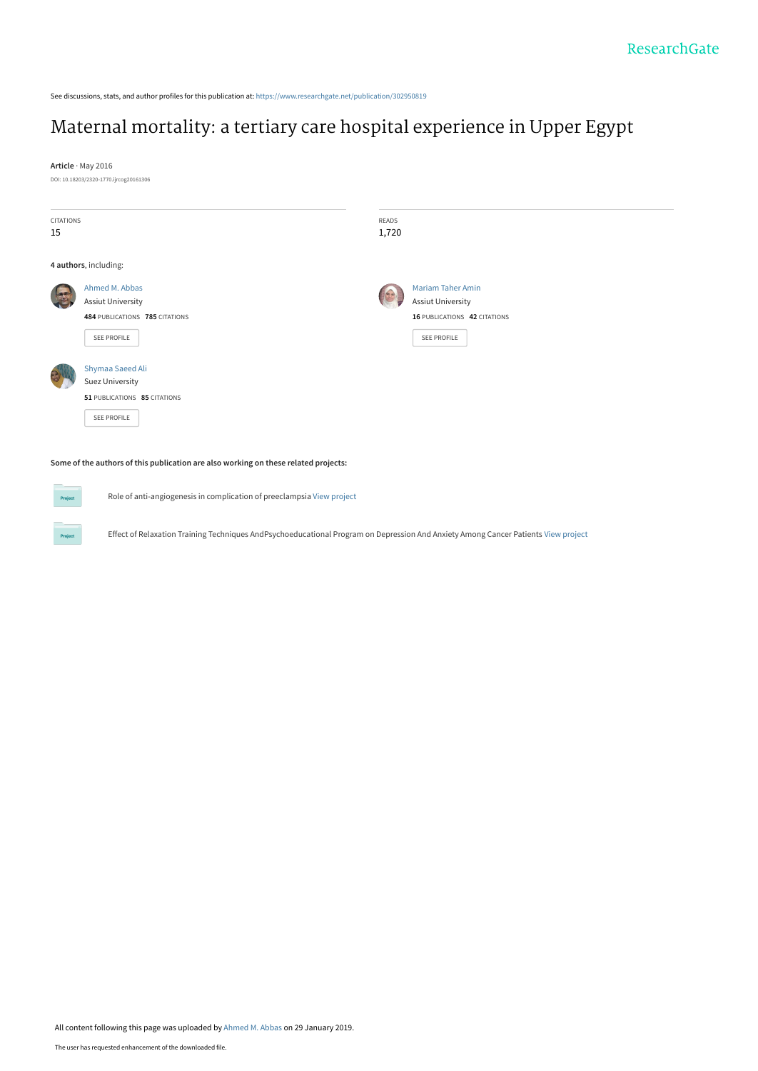See discussions, stats, and author profiles for this publication at: https://www.researchgate.net/publication/302950819

# Maternal mortality: a tertiary care hospital experience in Upper Egypt

**Article** · May 2016

DOI: 10.18203/2320-1770.ijrcog20161306

CITATIONS
15

READS
1,720

**4 authors**, including:

Ahmed M. Abbas
Assiut University
**484** PUBLICATIONS **785** CITATIONS
SEE PROFILE

Mariam Taher Amin
Assiut University
**16** PUBLICATIONS **42** CITATIONS
SEE PROFILE

Shymaa Saeed Ali
Suez University
**51** PUBLICATIONS **85** CITATIONS
SEE PROFILE

**Some of the authors of this publication are also working on these related projects:**

Role of anti-angiogenesis in complication of preeclampsia View project

Effect of Relaxation Training Techniques AndPsychoeducational Program on Depression And Anxiety Among Cancer Patients View project

All content following this page was uploaded by Ahmed M. Abbas on 29 January 2019.

The user has requested enhancement of the downloaded file.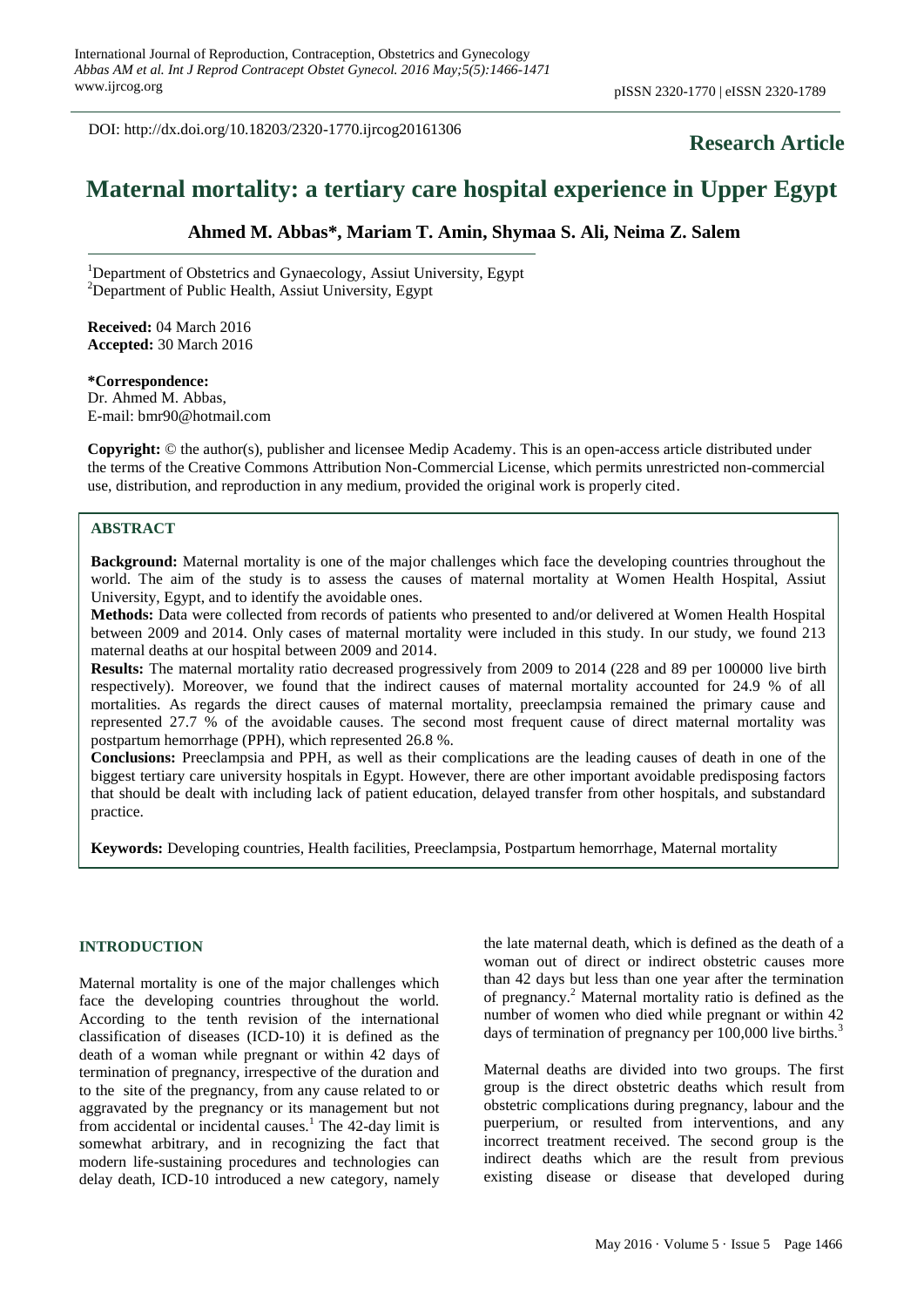International Journal of Reproduction, Contraception, Obstetrics and Gynecology
*Abbas AM et al. Int J Reprod Contracept Obstet Gynecol. 2016 May;5(5):1466-1471*
www.ijrcog.org

pISSN 2320-1770 | eISSN 2320-1789

DOI: http://dx.doi.org/10.18203/2320-1770.ijrcog20161306

**Research Article**

# Maternal mortality: a tertiary care hospital experience in Upper Egypt

**Ahmed M. Abbas\*, Mariam T. Amin, Shymaa S. Ali, Neima Z. Salem**

[1]Department of Obstetrics and Gynaecology, Assiut University, Egypt
[2]Department of Public Health, Assiut University, Egypt

**Received:** 04 March 2016
**Accepted:** 30 March 2016

**\*Correspondence:**
Dr. Ahmed M. Abbas,
E-mail: bmr90@hotmail.com

**Copyright:** © the author(s), publisher and licensee Medip Academy. This is an open-access article distributed under the terms of the Creative Commons Attribution Non-Commercial License, which permits unrestricted non-commercial use, distribution, and reproduction in any medium, provided the original work is properly cited.

## ABSTRACT

**Background:** Maternal mortality is one of the major challenges which face the developing countries throughout the world. The aim of the study is to assess the causes of maternal mortality at Women Health Hospital, Assiut University, Egypt, and to identify the avoidable ones.

**Methods:** Data were collected from records of patients who presented to and/or delivered at Women Health Hospital between 2009 and 2014. Only cases of maternal mortality were included in this study. In our study, we found 213 maternal deaths at our hospital between 2009 and 2014.

**Results:** The maternal mortality ratio decreased progressively from 2009 to 2014 (228 and 89 per 100000 live birth respectively). Moreover, we found that the indirect causes of maternal mortality accounted for 24.9 % of all mortalities. As regards the direct causes of maternal mortality, preeclampsia remained the primary cause and represented 27.7 % of the avoidable causes. The second most frequent cause of direct maternal mortality was postpartum hemorrhage (PPH), which represented 26.8 %.

**Conclusions:** Preeclampsia and PPH, as well as their complications are the leading causes of death in one of the biggest tertiary care university hospitals in Egypt. However, there are other important avoidable predisposing factors that should be dealt with including lack of patient education, delayed transfer from other hospitals, and substandard practice.

**Keywords:** Developing countries, Health facilities, Preeclampsia, Postpartum hemorrhage, Maternal mortality

## INTRODUCTION

Maternal mortality is one of the major challenges which face the developing countries throughout the world. According to the tenth revision of the international classification of diseases (ICD-10) it is defined as the death of a woman while pregnant or within 42 days of termination of pregnancy, irrespective of the duration and to the site of the pregnancy, from any cause related to or aggravated by the pregnancy or its management but not from accidental or incidental causes.[1] The 42-day limit is somewhat arbitrary, and in recognizing the fact that modern life-sustaining procedures and technologies can delay death, ICD-10 introduced a new category, namely the late maternal death, which is defined as the death of a woman out of direct or indirect obstetric causes more than 42 days but less than one year after the termination of pregnancy.[2] Maternal mortality ratio is defined as the number of women who died while pregnant or within 42 days of termination of pregnancy per 100,000 live births.[3]

Maternal deaths are divided into two groups. The first group is the direct obstetric deaths which result from obstetric complications during pregnancy, labour and the puerperium, or resulted from interventions, and any incorrect treatment received. The second group is the indirect deaths which are the result from previous existing disease or disease that developed during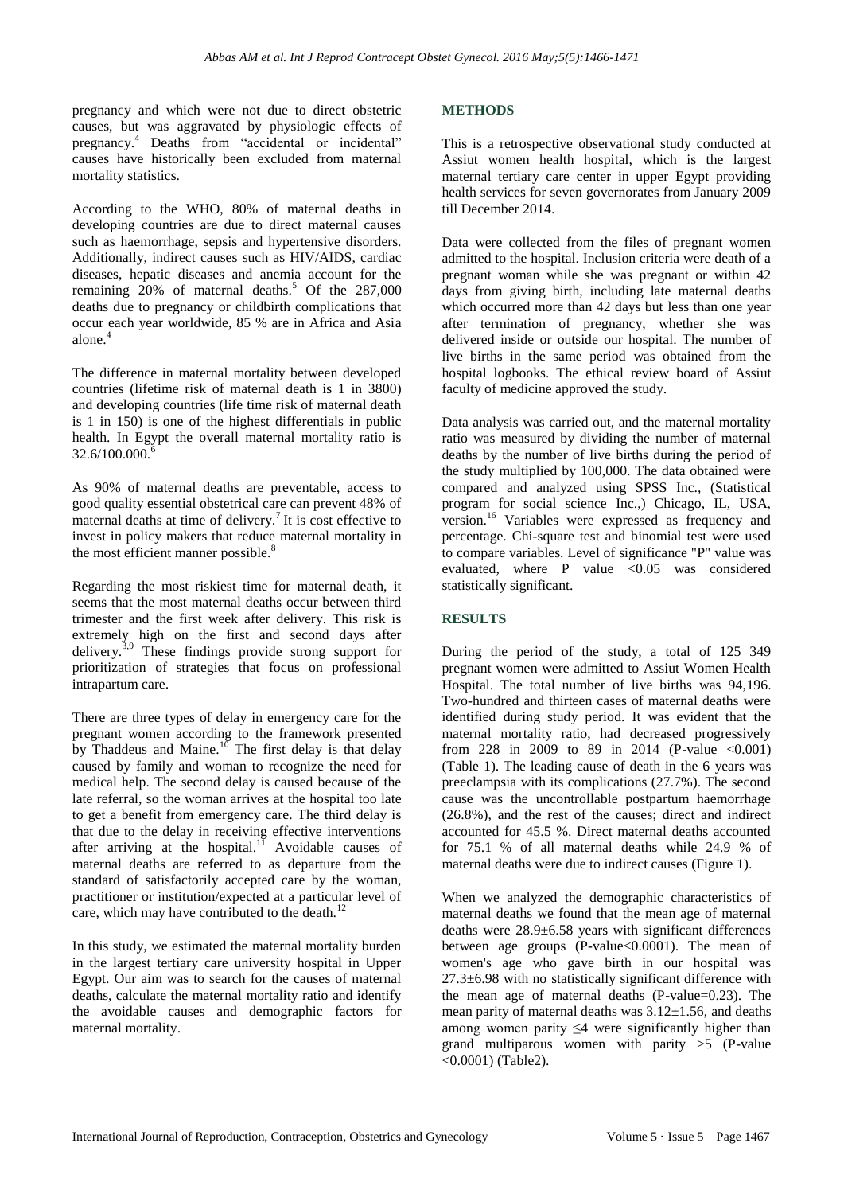pregnancy and which were not due to direct obstetric causes, but was aggravated by physiologic effects of pregnancy.[4] Deaths from "accidental or incidental" causes have historically been excluded from maternal mortality statistics.

According to the WHO, 80% of maternal deaths in developing countries are due to direct maternal causes such as haemorrhage, sepsis and hypertensive disorders. Additionally, indirect causes such as HIV/AIDS, cardiac diseases, hepatic diseases and anemia account for the remaining 20% of maternal deaths.[5] Of the 287,000 deaths due to pregnancy or childbirth complications that occur each year worldwide, 85 % are in Africa and Asia alone.[4]

The difference in maternal mortality between developed countries (lifetime risk of maternal death is 1 in 3800) and developing countries (life time risk of maternal death is 1 in 150) is one of the highest differentials in public health. In Egypt the overall maternal mortality ratio is 32.6/100.000.[6]

As 90% of maternal deaths are preventable, access to good quality essential obstetrical care can prevent 48% of maternal deaths at time of delivery.[7] It is cost effective to invest in policy makers that reduce maternal mortality in the most efficient manner possible.[8]

Regarding the most riskiest time for maternal death, it seems that the most maternal deaths occur between third trimester and the first week after delivery. This risk is extremely high on the first and second days after delivery.[3,9] These findings provide strong support for prioritization of strategies that focus on professional intrapartum care.

There are three types of delay in emergency care for the pregnant women according to the framework presented by Thaddeus and Maine.[10] The first delay is that delay caused by family and woman to recognize the need for medical help. The second delay is caused because of the late referral, so the woman arrives at the hospital too late to get a benefit from emergency care. The third delay is that due to the delay in receiving effective interventions after arriving at the hospital.[11] Avoidable causes of maternal deaths are referred to as departure from the standard of satisfactorily accepted care by the woman, practitioner or institution/expected at a particular level of care, which may have contributed to the death.[12]

In this study, we estimated the maternal mortality burden in the largest tertiary care university hospital in Upper Egypt. Our aim was to search for the causes of maternal deaths, calculate the maternal mortality ratio and identify the avoidable causes and demographic factors for maternal mortality.

## METHODS

This is a retrospective observational study conducted at Assiut women health hospital, which is the largest maternal tertiary care center in upper Egypt providing health services for seven governorates from January 2009 till December 2014.

Data were collected from the files of pregnant women admitted to the hospital. Inclusion criteria were death of a pregnant woman while she was pregnant or within 42 days from giving birth, including late maternal deaths which occurred more than 42 days but less than one year after termination of pregnancy, whether she was delivered inside or outside our hospital. The number of live births in the same period was obtained from the hospital logbooks. The ethical review board of Assiut faculty of medicine approved the study.

Data analysis was carried out, and the maternal mortality ratio was measured by dividing the number of maternal deaths by the number of live births during the period of the study multiplied by 100,000. The data obtained were compared and analyzed using SPSS Inc., (Statistical program for social science Inc.,) Chicago, IL, USA, version.[16] Variables were expressed as frequency and percentage. Chi-square test and binomial test were used to compare variables. Level of significance "P" value was evaluated, where P value $<0.05$ was considered statistically significant.

## RESULTS

During the period of the study, a total of 125 349 pregnant women were admitted to Assiut Women Health Hospital. The total number of live births was 94,196. Two-hundred and thirteen cases of maternal deaths were identified during study period. It was evident that the maternal mortality ratio, had decreased progressively from 228 in 2009 to 89 in 2014 (P-value $<0.001$) (Table 1). The leading cause of death in the 6 years was preeclampsia with its complications (27.7%). The second cause was the uncontrollable postpartum haemorrhage (26.8%), and the rest of the causes; direct and indirect accounted for 45.5 %. Direct maternal deaths accounted for 75.1 % of all maternal deaths while 24.9 % of maternal deaths were due to indirect causes (Figure 1).

When we analyzed the demographic characteristics of maternal deaths we found that the mean age of maternal deaths were $28.9\pm6.58$ years with significant differences between age groups (P-value$<0.0001$). The mean of women's age who gave birth in our hospital was $27.3\pm6.98$ with no statistically significant difference with the mean age of maternal deaths (P-value=0.23). The mean parity of maternal deaths was $3.12\pm1.56$, and deaths among women parity $\leq4$ were significantly higher than grand multiparous women with parity $>5$ (P-value $<0.0001$) (Table2).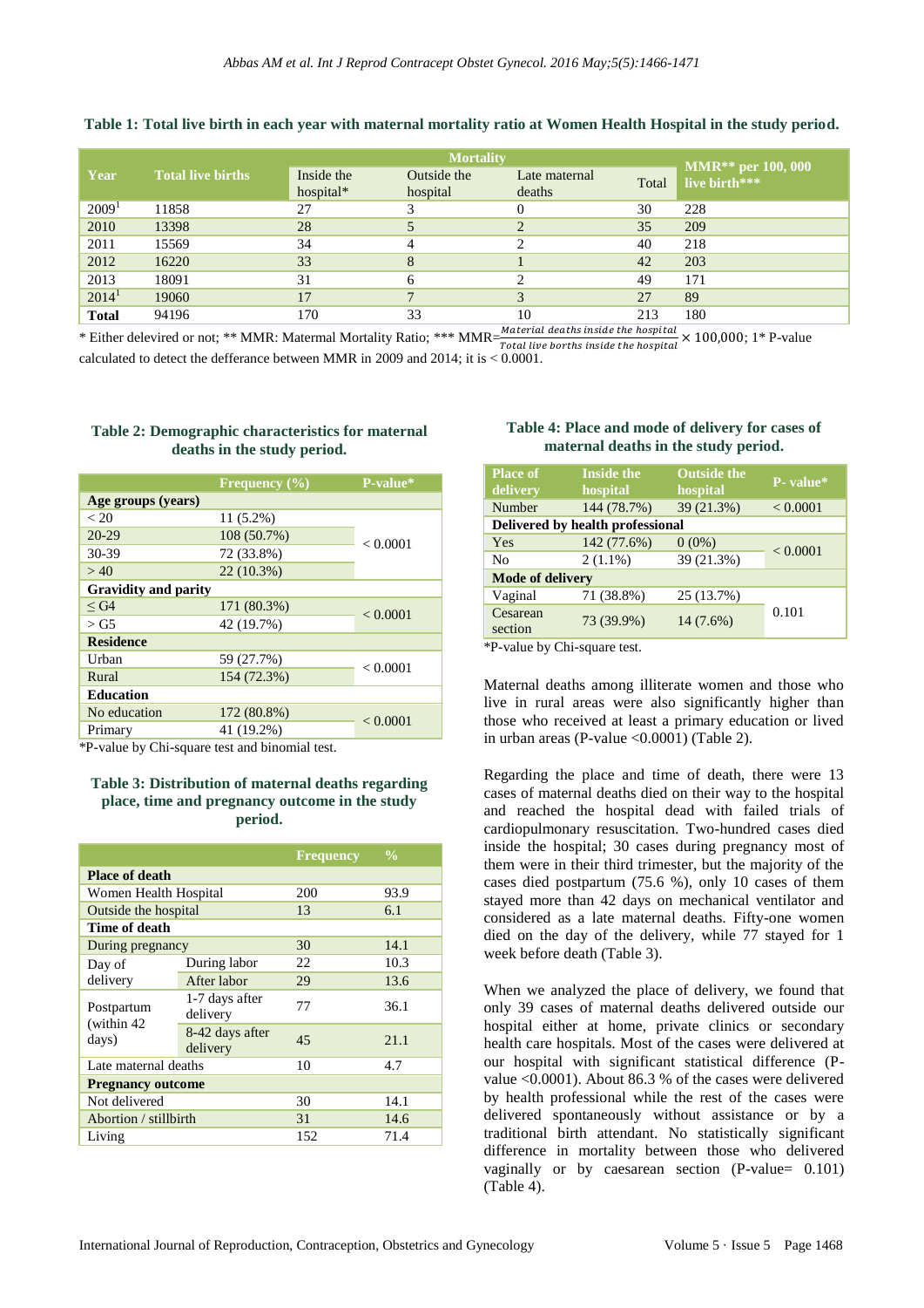**Table 1: Total live birth in each year with maternal mortality ratio at Women Health Hospital in the study period.**

| Year | Total live births | Mortality | | | | MMR** per 100, 000 live birth*** |
|---|---|---|---|---|---|---|
| | | Inside the hospital* | Outside the hospital | Late maternal deaths | Total | |
| 2009[1] | 11858 | 27 | 3 | 0 | 30 | 228 |
| 2010 | 13398 | 28 | 5 | 2 | 35 | 209 |
| 2011 | 15569 | 34 | 4 | 2 | 40 | 218 |
| 2012 | 16220 | 33 | 8 | 1 | 42 | 203 |
| 2013 | 18091 | 31 | 6 | 2 | 49 | 171 |
| 2014[1] | 19060 | 17 | 7 | 3 | 27 | 89 |
| **Total** | 94196 | 170 | 33 | 10 | 213 | 180 |

* Either delivered or not; ** MMR: Maternal Mortality Ratio; *** MMR=$\frac{Material\ deaths\ inside\ the\ hospital}{Total\ live\ borths\ inside\ the\ hospital} \times 100{,}000$; 1* P-value calculated to detect the defferance between MMR in 2009 and 2014; it is < 0.0001.

**Table 2: Demographic characteristics for maternal deaths in the study period.**

| | Frequency (%) | P-value* |
|---|---|---|
| **Age groups (years)** | | |
| < 20 | 11 (5.2%) | < 0.0001 |
| 20-29 | 108 (50.7%) | |
| 30-39 | 72 (33.8%) | |
| > 40 | 22 (10.3%) | |
| **Gravidity and parity** | | |
| ≤ G4 | 171 (80.3%) | < 0.0001 |
| > G5 | 42 (19.7%) | |
| **Residence** | | |
| Urban | 59 (27.7%) | < 0.0001 |
| Rural | 154 (72.3%) | |
| **Education** | | |
| No education | 172 (80.8%) | < 0.0001 |
| Primary | 41 (19.2%) | |

*P-value by Chi-square test and binomial test.

**Table 3: Distribution of maternal deaths regarding place, time and pregnancy outcome in the study period.**

| | | Frequency | % |
|---|---|---|---|
| **Place of death** | | | |
| Women Health Hospital | | 200 | 93.9 |
| Outside the hospital | | 13 | 6.1 |
| **Time of death** | | | |
| During pregnancy | | 30 | 14.1 |
| Day of delivery | During labor | 22 | 10.3 |
| | After labor | 29 | 13.6 |
| Postpartum (within 42 days) | 1-7 days after delivery | 77 | 36.1 |
| | 8-42 days after delivery | 45 | 21.1 |
| Late maternal deaths | | 10 | 4.7 |
| **Pregnancy outcome** | | | |
| Not delivered | | 30 | 14.1 |
| Abortion / stillbirth | | 31 | 14.6 |
| Living | | 152 | 71.4 |

**Table 4: Place and mode of delivery for cases of maternal deaths in the study period.**

| Place of delivery | Inside the hospital | Outside the hospital | P- value* |
|---|---|---|---|
| Number | 144 (78.7%) | 39 (21.3%) | < 0.0001 |
| **Delivered by health professional** | | | |
| Yes | 142 (77.6%) | 0 (0%) | < 0.0001 |
| No | 2 (1.1%) | 39 (21.3%) | |
| **Mode of delivery** | | | |
| Vaginal | 71 (38.8%) | 25 (13.7%) | 0.101 |
| Cesarean section | 73 (39.9%) | 14 (7.6%) | |

*P-value by Chi-square test.

Maternal deaths among illiterate women and those who live in rural areas were also significantly higher than those who received at least a primary education or lived in urban areas (P-value <0.0001) (Table 2).

Regarding the place and time of death, there were 13 cases of maternal deaths died on their way to the hospital and reached the hospital dead with failed trials of cardiopulmonary resuscitation. Two-hundred cases died inside the hospital; 30 cases during pregnancy most of them were in their third trimester, but the majority of the cases died postpartum (75.6 %), only 10 cases of them stayed more than 42 days on mechanical ventilator and considered as a late maternal deaths. Fifty-one women died on the day of the delivery, while 77 stayed for 1 week before death (Table 3).

When we analyzed the place of delivery, we found that only 39 cases of maternal deaths delivered outside our hospital either at home, private clinics or secondary health care hospitals. Most of the cases were delivered at our hospital with significant statistical difference (P-value <0.0001). About 86.3 % of the cases were delivered by health professional while the rest of the cases were delivered spontaneously without assistance or by a traditional birth attendant. No statistically significant difference in mortality between those who delivered vaginally or by caesarean section (P-value= 0.101) (Table 4).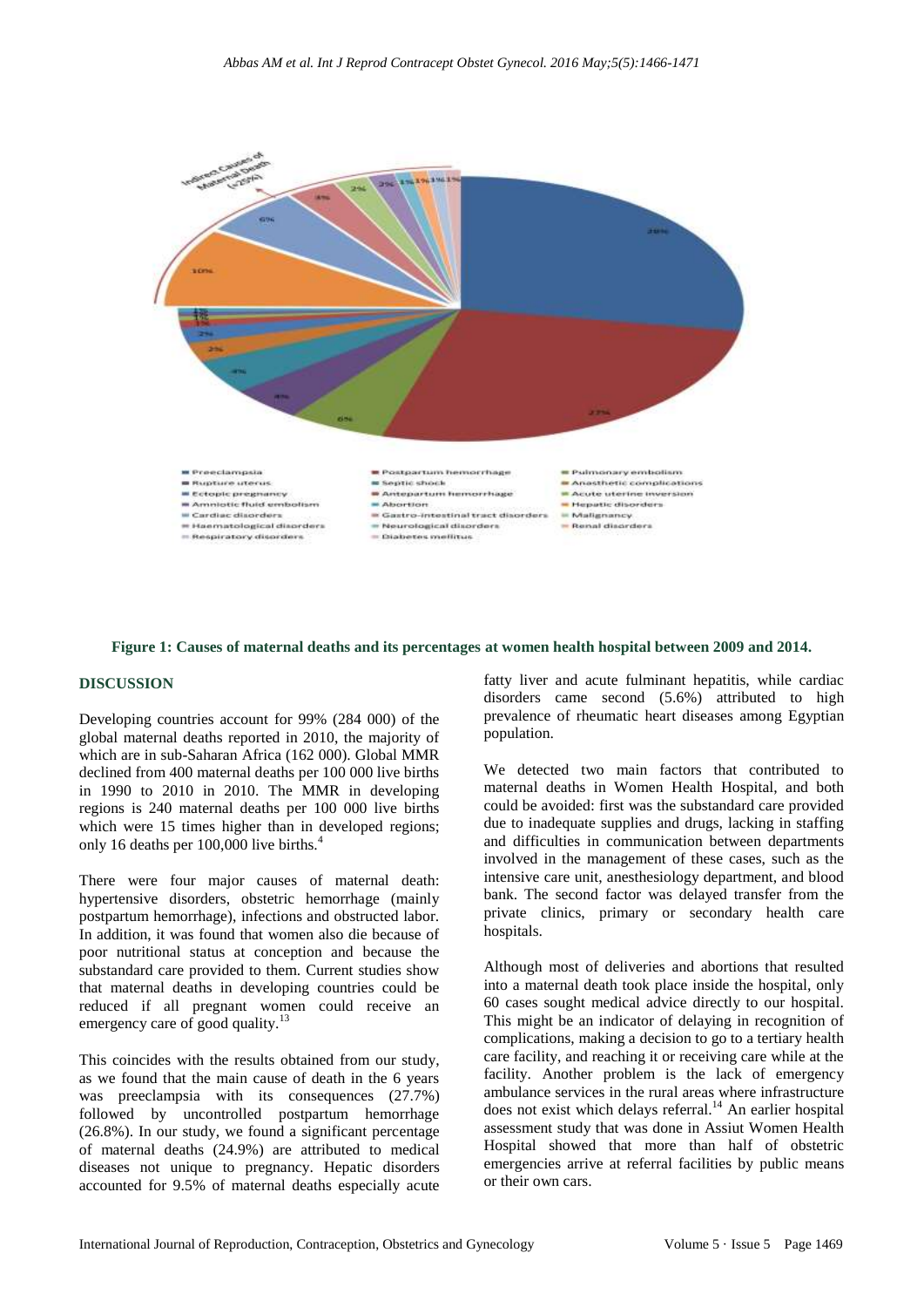**Figure 1: Causes of maternal deaths and its percentages at women health hospital between 2009 and 2014.**

## DISCUSSION

Developing countries account for 99% (284 000) of the global maternal deaths reported in 2010, the majority of which are in sub-Saharan Africa (162 000). Global MMR declined from 400 maternal deaths per 100 000 live births in 1990 to 2010 in 2010. The MMR in developing regions is 240 maternal deaths per 100 000 live births which were 15 times higher than in developed regions; only 16 deaths per 100,000 live births.[4]

There were four major causes of maternal death: hypertensive disorders, obstetric hemorrhage (mainly postpartum hemorrhage), infections and obstructed labor. In addition, it was found that women also die because of poor nutritional status at conception and because the substandard care provided to them. Current studies show that maternal deaths in developing countries could be reduced if all pregnant women could receive an emergency care of good quality.[13]

This coincides with the results obtained from our study, as we found that the main cause of death in the 6 years was preeclampsia with its consequences (27.7%) followed by uncontrolled postpartum hemorrhage (26.8%). In our study, we found a significant percentage of maternal deaths (24.9%) are attributed to medical diseases not unique to pregnancy. Hepatic disorders accounted for 9.5% of maternal deaths especially acute fatty liver and acute fulminant hepatitis, while cardiac disorders came second (5.6%) attributed to high prevalence of rheumatic heart diseases among Egyptian population.

We detected two main factors that contributed to maternal deaths in Women Health Hospital, and both could be avoided: first was the substandard care provided due to inadequate supplies and drugs, lacking in staffing and difficulties in communication between departments involved in the management of these cases, such as the intensive care unit, anesthesiology department, and blood bank. The second factor was delayed transfer from the private clinics, primary or secondary health care hospitals.

Although most of deliveries and abortions that resulted into a maternal death took place inside the hospital, only 60 cases sought medical advice directly to our hospital. This might be an indicator of delaying in recognition of complications, making a decision to go to a tertiary health care facility, and reaching it or receiving care while at the facility. Another problem is the lack of emergency ambulance services in the rural areas where infrastructure does not exist which delays referral.[14] An earlier hospital assessment study that was done in Assiut Women Health Hospital showed that more than half of obstetric emergencies arrive at referral facilities by public means or their own cars.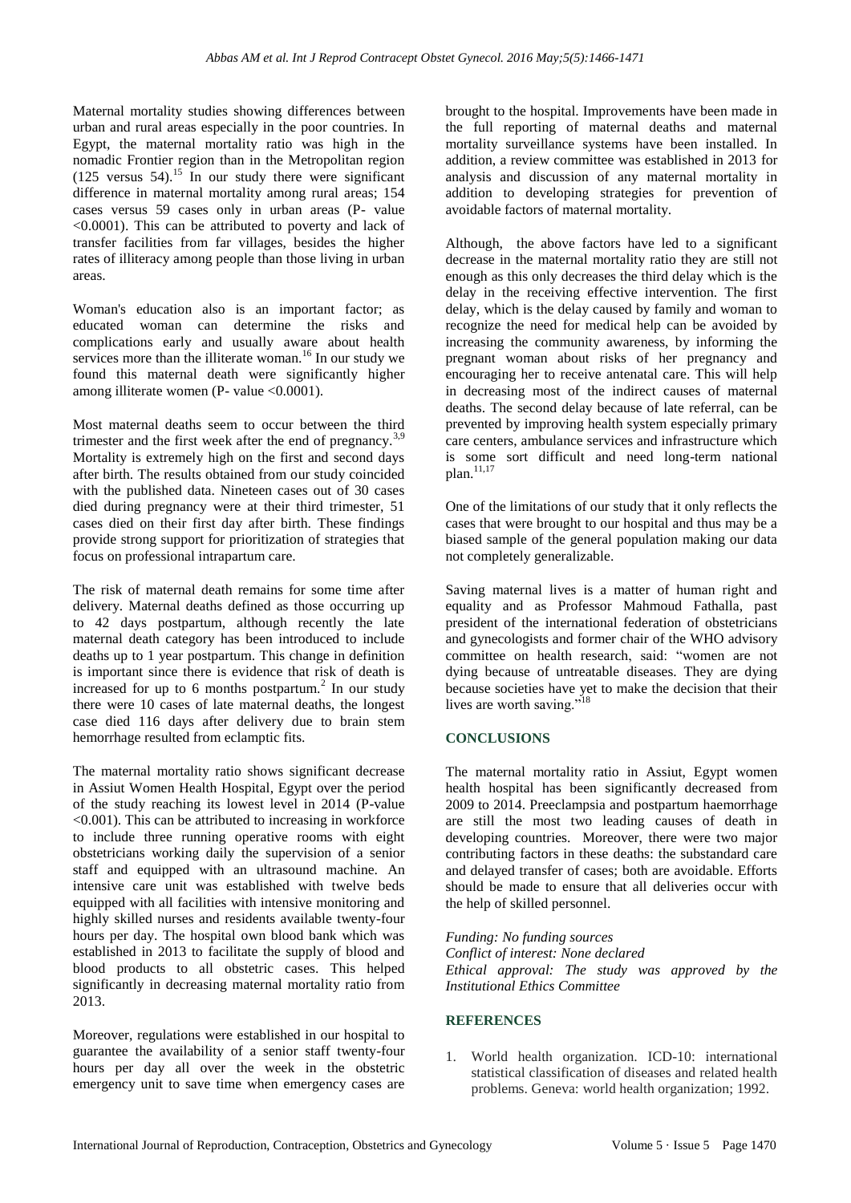Maternal mortality studies showing differences between urban and rural areas especially in the poor countries. In Egypt, the maternal mortality ratio was high in the nomadic Frontier region than in the Metropolitan region (125 versus 54).[15] In our study there were significant difference in maternal mortality among rural areas; 154 cases versus 59 cases only in urban areas (P- value <0.0001). This can be attributed to poverty and lack of transfer facilities from far villages, besides the higher rates of illiteracy among people than those living in urban areas.

Woman's education also is an important factor; as educated woman can determine the risks and complications early and usually aware about health services more than the illiterate woman.[16] In our study we found this maternal death were significantly higher among illiterate women (P- value <0.0001).

Most maternal deaths seem to occur between the third trimester and the first week after the end of pregnancy.[3,9] Mortality is extremely high on the first and second days after birth. The results obtained from our study coincided with the published data. Nineteen cases out of 30 cases died during pregnancy were at their third trimester, 51 cases died on their first day after birth. These findings provide strong support for prioritization of strategies that focus on professional intrapartum care.

The risk of maternal death remains for some time after delivery. Maternal deaths defined as those occurring up to 42 days postpartum, although recently the late maternal death category has been introduced to include deaths up to 1 year postpartum. This change in definition is important since there is evidence that risk of death is increased for up to 6 months postpartum.[2] In our study there were 10 cases of late maternal deaths, the longest case died 116 days after delivery due to brain stem hemorrhage resulted from eclamptic fits.

The maternal mortality ratio shows significant decrease in Assiut Women Health Hospital, Egypt over the period of the study reaching its lowest level in 2014 (P-value <0.001). This can be attributed to increasing in workforce to include three running operative rooms with eight obstetricians working daily the supervision of a senior staff and equipped with an ultrasound machine. An intensive care unit was established with twelve beds equipped with all facilities with intensive monitoring and highly skilled nurses and residents available twenty-four hours per day. The hospital own blood bank which was established in 2013 to facilitate the supply of blood and blood products to all obstetric cases. This helped significantly in decreasing maternal mortality ratio from 2013.

Moreover, regulations were established in our hospital to guarantee the availability of a senior staff twenty-four hours per day all over the week in the obstetric emergency unit to save time when emergency cases are brought to the hospital. Improvements have been made in the full reporting of maternal deaths and maternal mortality surveillance systems have been installed. In addition, a review committee was established in 2013 for analysis and discussion of any maternal mortality in addition to developing strategies for prevention of avoidable factors of maternal mortality.

Although, the above factors have led to a significant decrease in the maternal mortality ratio they are still not enough as this only decreases the third delay which is the delay in the receiving effective intervention. The first delay, which is the delay caused by family and woman to recognize the need for medical help can be avoided by increasing the community awareness, by informing the pregnant woman about risks of her pregnancy and encouraging her to receive antenatal care. This will help in decreasing most of the indirect causes of maternal deaths. The second delay because of late referral, can be prevented by improving health system especially primary care centers, ambulance services and infrastructure which is some sort difficult and need long-term national plan.[11,17]

One of the limitations of our study that it only reflects the cases that were brought to our hospital and thus may be a biased sample of the general population making our data not completely generalizable.

Saving maternal lives is a matter of human right and equality and as Professor Mahmoud Fathalla, past president of the international federation of obstetricians and gynecologists and former chair of the WHO advisory committee on health research, said: "women are not dying because of untreatable diseases. They are dying because societies have yet to make the decision that their lives are worth saving."[18]

## CONCLUSIONS

The maternal mortality ratio in Assiut, Egypt women health hospital has been significantly decreased from 2009 to 2014. Preeclampsia and postpartum haemorrhage are still the most two leading causes of death in developing countries. Moreover, there were two major contributing factors in these deaths: the substandard care and delayed transfer of cases; both are avoidable. Efforts should be made to ensure that all deliveries occur with the help of skilled personnel.

*Funding: No funding sources*
*Conflict of interest: None declared*
*Ethical approval: The study was approved by the Institutional Ethics Committee*

## REFERENCES

1. World health organization. ICD-10: international statistical classification of diseases and related health problems. Geneva: world health organization; 1992.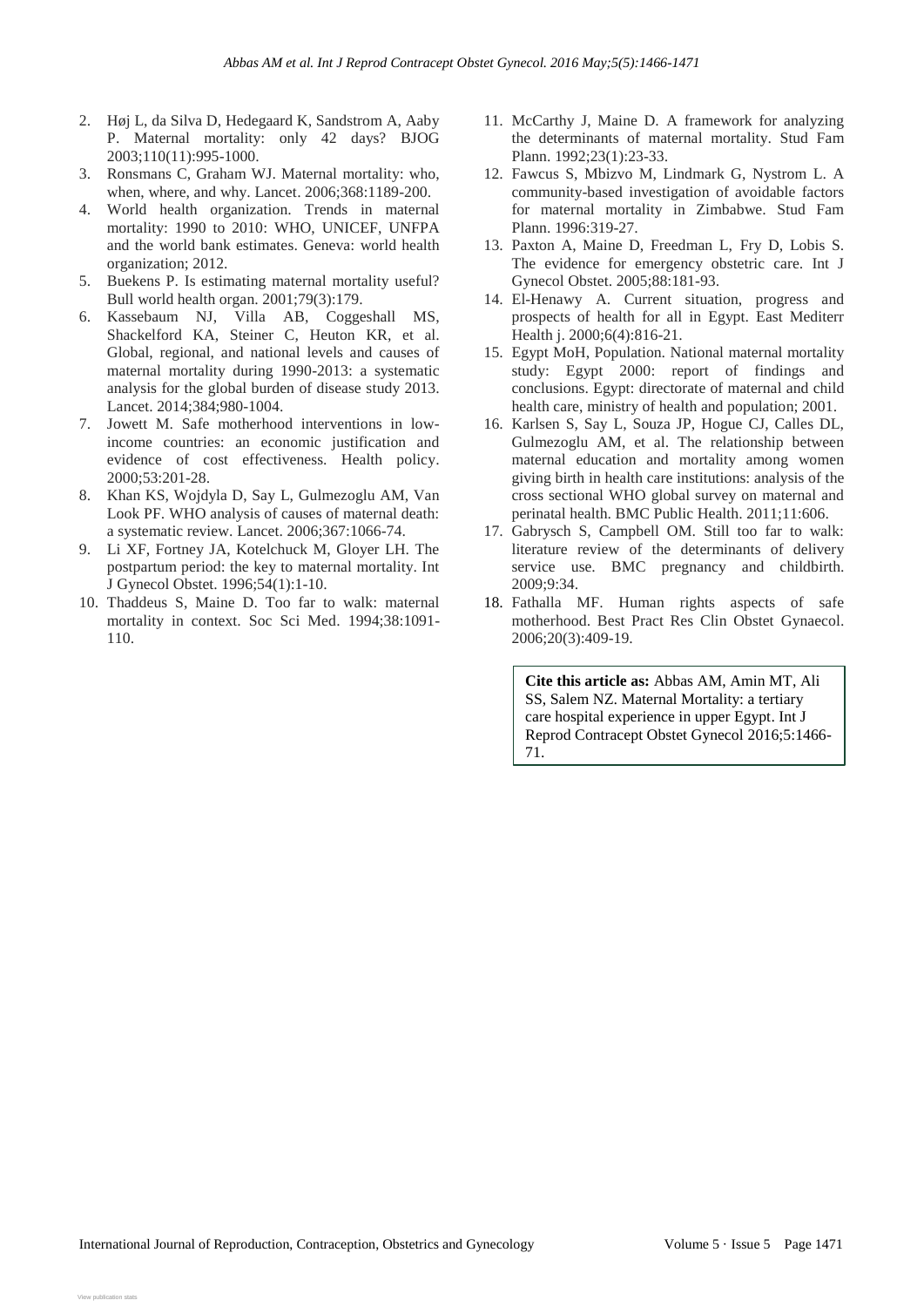2. Høj L, da Silva D, Hedegaard K, Sandstrom A, Aaby P. Maternal mortality: only 42 days? BJOG 2003;110(11):995-1000.
3. Ronsmans C, Graham WJ. Maternal mortality: who, when, where, and why. Lancet. 2006;368:1189-200.
4. World health organization. Trends in maternal mortality: 1990 to 2010: WHO, UNICEF, UNFPA and the world bank estimates. Geneva: world health organization; 2012.
5. Buekens P. Is estimating maternal mortality useful? Bull world health organ. 2001;79(3):179.
6. Kassebaum NJ, Villa AB, Coggeshall MS, Shackelford KA, Steiner C, Heuton KR, et al. Global, regional, and national levels and causes of maternal mortality during 1990-2013: a systematic analysis for the global burden of disease study 2013. Lancet. 2014;384;980-1004.
7. Jowett M. Safe motherhood interventions in low-income countries: an economic justification and evidence of cost effectiveness. Health policy. 2000;53:201-28.
8. Khan KS, Wojdyla D, Say L, Gulmezoglu AM, Van Look PF. WHO analysis of causes of maternal death: a systematic review. Lancet. 2006;367:1066-74.
9. Li XF, Fortney JA, Kotelchuck M, Gloyer LH. The postpartum period: the key to maternal mortality. Int J Gynecol Obstet. 1996;54(1):1-10.
10. Thaddeus S, Maine D. Too far to walk: maternal mortality in context. Soc Sci Med. 1994;38:1091-110.
11. McCarthy J, Maine D. A framework for analyzing the determinants of maternal mortality. Stud Fam Plann. 1992;23(1):23-33.
12. Fawcus S, Mbizvo M, Lindmark G, Nystrom L. A community-based investigation of avoidable factors for maternal mortality in Zimbabwe. Stud Fam Plann. 1996:319-27.
13. Paxton A, Maine D, Freedman L, Fry D, Lobis S. The evidence for emergency obstetric care. Int J Gynecol Obstet. 2005;88:181-93.
14. El-Henawy A. Current situation, progress and prospects of health for all in Egypt. East Mediterr Health j. 2000;6(4):816-21.
15. Egypt MoH, Population. National maternal mortality study: Egypt 2000: report of findings and conclusions. Egypt: directorate of maternal and child health care, ministry of health and population; 2001.
16. Karlsen S, Say L, Souza JP, Hogue CJ, Calles DL, Gulmezoglu AM, et al. The relationship between maternal education and mortality among women giving birth in health care institutions: analysis of the cross sectional WHO global survey on maternal and perinatal health. BMC Public Health. 2011;11:606.
17. Gabrysch S, Campbell OM. Still too far to walk: literature review of the determinants of delivery service use. BMC pregnancy and childbirth. 2009;9:34.
18. Fathalla MF. Human rights aspects of safe motherhood. Best Pract Res Clin Obstet Gynaecol. 2006;20(3):409-19.

**Cite this article as:** Abbas AM, Amin MT, Ali SS, Salem NZ. Maternal Mortality: a tertiary care hospital experience in upper Egypt. Int J Reprod Contracept Obstet Gynecol 2016;5:1466-71.